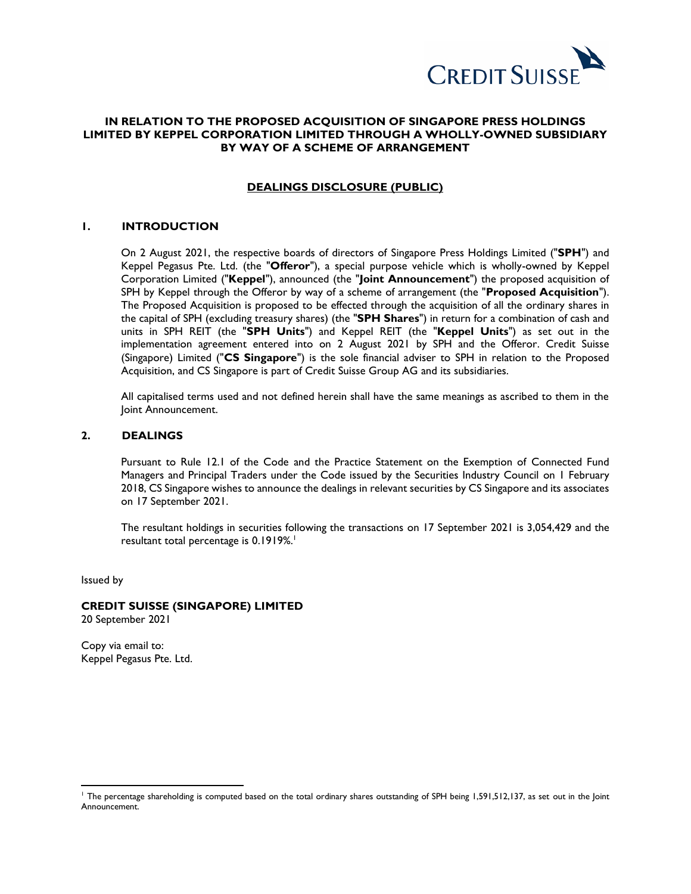**IN RELATION TO THE PROPOSED ACQUISITION OF SINGAPORE PRESS HOLDINGS LIMITED BY KEPPEL CORPORATION LIMITED THROUGH A WHOLLY-OWNED SUBSIDIARY BY WAY OF A SCHEME OF ARRANGEMENT**

**DEALINGS DISCLOSURE (PUBLIC)**

## 1. INTRODUCTION

On 2 August 2021, the respective boards of directors of Singapore Press Holdings Limited ("**SPH**") and Keppel Pegasus Pte. Ltd. (the "**Offeror**"), a special purpose vehicle which is wholly-owned by Keppel Corporation Limited ("**Keppel**"), announced (the "**Joint Announcement**") the proposed acquisition of SPH by Keppel through the Offeror by way of a scheme of arrangement (the "**Proposed Acquisition**"). The Proposed Acquisition is proposed to be effected through the acquisition of all the ordinary shares in the capital of SPH (excluding treasury shares) (the "**SPH Shares**") in return for a combination of cash and units in SPH REIT (the "**SPH Units**") and Keppel REIT (the "**Keppel Units**") as set out in the implementation agreement entered into on 2 August 2021 by SPH and the Offeror. Credit Suisse (Singapore) Limited ("**CS Singapore**") is the sole financial adviser to SPH in relation to the Proposed Acquisition, and CS Singapore is part of Credit Suisse Group AG and its subsidiaries.

All capitalised terms used and not defined herein shall have the same meanings as ascribed to them in the Joint Announcement.

## 2. DEALINGS

Pursuant to Rule 12.1 of the Code and the Practice Statement on the Exemption of Connected Fund Managers and Principal Traders under the Code issued by the Securities Industry Council on 1 February 2018, CS Singapore wishes to announce the dealings in relevant securities by CS Singapore and its associates on 17 September 2021.

The resultant holdings in securities following the transactions on 17 September 2021 is 3,054,429 and the resultant total percentage is 0.1919%.[1]

Issued by

**CREDIT SUISSE (SINGAPORE) LIMITED**
20 September 2021

Copy via email to:
Keppel Pegasus Pte. Ltd.

[1] The percentage shareholding is computed based on the total ordinary shares outstanding of SPH being 1,591,512,137, as set out in the Joint Announcement.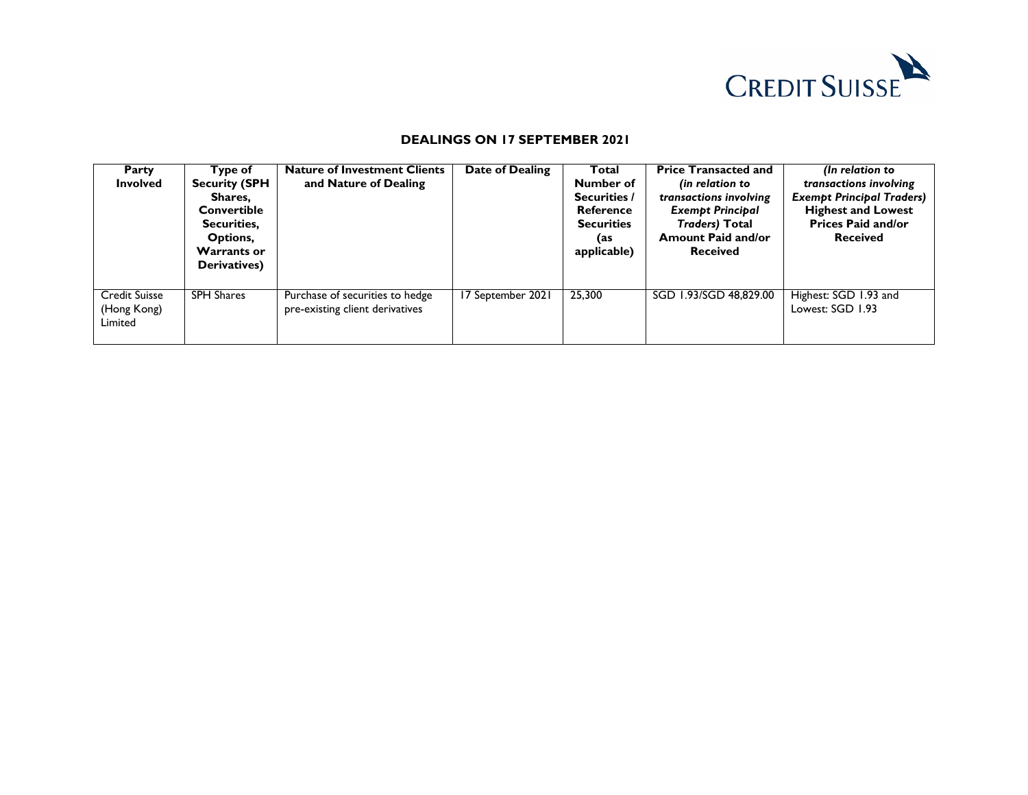## DEALINGS ON 17 SEPTEMBER 2021

| Party Involved | Type of Security (SPH Shares, Convertible Securities, Options, Warrants or Derivatives) | Nature of Investment Clients and Nature of Dealing | Date of Dealing | Total Number of Securities / Reference Securities (as applicable) | Price Transacted and *(in relation to transactions involving Exempt Principal Traders)* Total Amount Paid and/or Received | *(In relation to transactions involving Exempt Principal Traders)* Highest and Lowest Prices Paid and/or Received |
|---|---|---|---|---|---|---|
| Credit Suisse (Hong Kong) Limited | SPH Shares | Purchase of securities to hedge pre-existing client derivatives | 17 September 2021 | 25,300 | SGD 1.93/SGD 48,829.00 | Highest: SGD 1.93 and Lowest: SGD 1.93 |